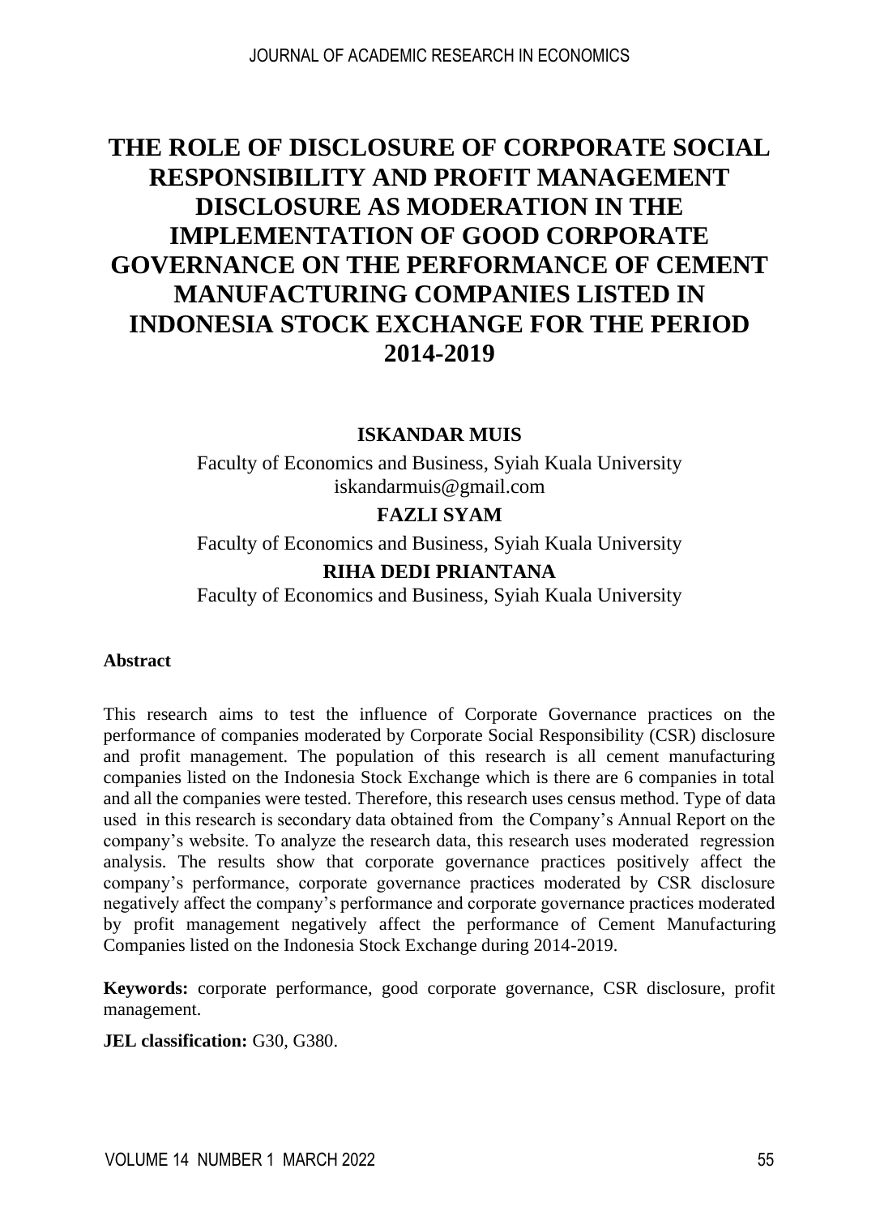# THE ROLE OF DISCLOSURE OF CORPORATE SOCIAL RESPONSIBILITY AND PROFIT MANAGEMENT DISCLOSURE AS MODERATION IN THE IMPLEMENTATION OF GOOD CORPORATE GOVERNANCE ON THE PERFORMANCE OF CEMENT MANUFACTURING COMPANIES LISTED IN INDONESIA STOCK EXCHANGE FOR THE PERIOD 2014-2019

**ISKANDAR MUIS**

Faculty of Economics and Business, Syiah Kuala University
iskandarmuis@gmail.com

**FAZLI SYAM**

Faculty of Economics and Business, Syiah Kuala University

**RIHA DEDI PRIANTANA**

Faculty of Economics and Business, Syiah Kuala University

**Abstract**

This research aims to test the influence of Corporate Governance practices on the performance of companies moderated by Corporate Social Responsibility (CSR) disclosure and profit management. The population of this research is all cement manufacturing companies listed on the Indonesia Stock Exchange which is there are 6 companies in total and all the companies were tested. Therefore, this research uses census method. Type of data used in this research is secondary data obtained from the Company's Annual Report on the company's website. To analyze the research data, this research uses moderated regression analysis. The results show that corporate governance practices positively affect the company's performance, corporate governance practices moderated by CSR disclosure negatively affect the company's performance and corporate governance practices moderated by profit management negatively affect the performance of Cement Manufacturing Companies listed on the Indonesia Stock Exchange during 2014-2019.

**Keywords:** corporate performance, good corporate governance, CSR disclosure, profit management.

**JEL classification:** G30, G380.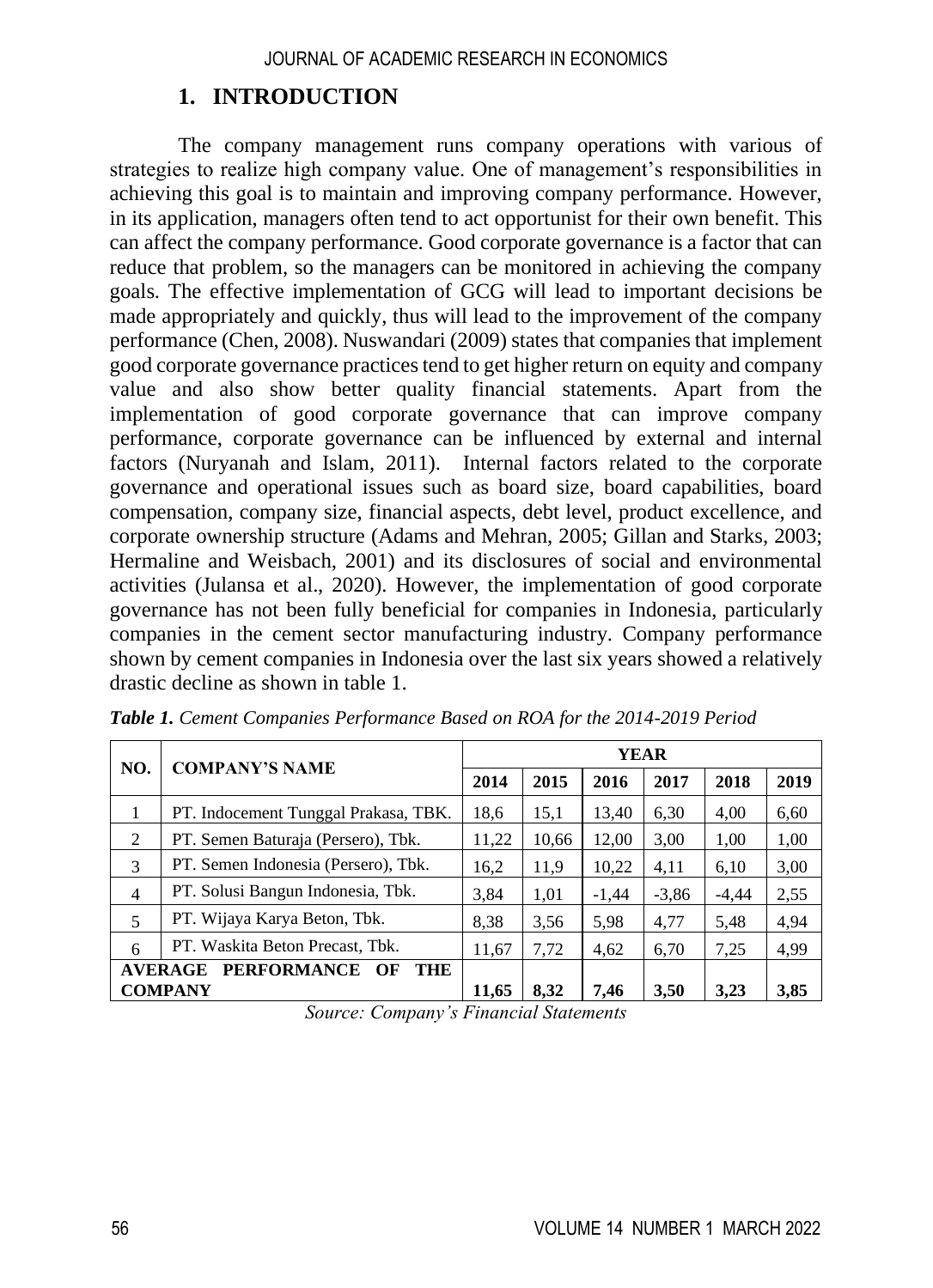## 1. INTRODUCTION

The company management runs company operations with various of strategies to realize high company value. One of management's responsibilities in achieving this goal is to maintain and improving company performance. However, in its application, managers often tend to act opportunist for their own benefit. This can affect the company performance. Good corporate governance is a factor that can reduce that problem, so the managers can be monitored in achieving the company goals. The effective implementation of GCG will lead to important decisions be made appropriately and quickly, thus will lead to the improvement of the company performance (Chen, 2008). Nuswandari (2009) states that companies that implement good corporate governance practices tend to get higher return on equity and company value and also show better quality financial statements. Apart from the implementation of good corporate governance that can improve company performance, corporate governance can be influenced by external and internal factors (Nuryanah and Islam, 2011). Internal factors related to the corporate governance and operational issues such as board size, board capabilities, board compensation, company size, financial aspects, debt level, product excellence, and corporate ownership structure (Adams and Mehran, 2005; Gillan and Starks, 2003; Hermaline and Weisbach, 2001) and its disclosures of social and environmental activities (Julansa et al., 2020). However, the implementation of good corporate governance has not been fully beneficial for companies in Indonesia, particularly companies in the cement sector manufacturing industry. Company performance shown by cement companies in Indonesia over the last six years showed a relatively drastic decline as shown in table 1.

***Table 1.*** *Cement Companies Performance Based on ROA for the 2014-2019 Period*

| NO. | COMPANY'S NAME | YEAR | | | | | |
|---|---|---|---|---|---|---|---|
| | | **2014** | **2015** | **2016** | **2017** | **2018** | **2019** |
| 1 | PT. Indocement Tunggal Prakasa, TBK. | 18,6 | 15,1 | 13,40 | 6,30 | 4,00 | 6,60 |
| 2 | PT. Semen Baturaja (Persero), Tbk. | 11,22 | 10,66 | 12,00 | 3,00 | 1,00 | 1,00 |
| 3 | PT. Semen Indonesia (Persero), Tbk. | 16,2 | 11,9 | 10,22 | 4,11 | 6,10 | 3,00 |
| 4 | PT. Solusi Bangun Indonesia, Tbk. | 3,84 | 1,01 | -1,44 | -3,86 | -4,44 | 2,55 |
| 5 | PT. Wijaya Karya Beton, Tbk. | 8,38 | 3,56 | 5,98 | 4,77 | 5,48 | 4,94 |
| 6 | PT. Waskita Beton Precast, Tbk. | 11,67 | 7,72 | 4,62 | 6,70 | 7,25 | 4,99 |
| **AVERAGE PERFORMANCE OF THE COMPANY** | | **11,65** | **8,32** | **7,46** | **3,50** | **3,23** | **3,85** |

*Source: Company's Financial Statements*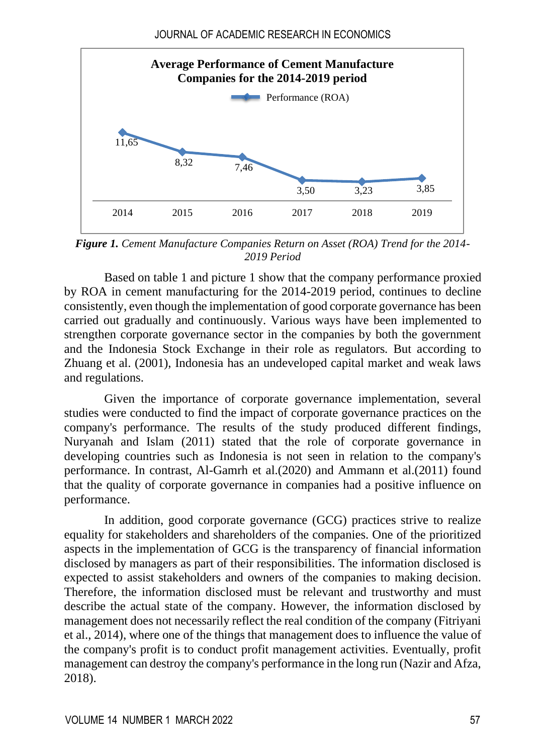**Average Performance of Cement Manufacture Companies for the 2014-2019 period**

Performance (ROA)

| 2014 | 2015 | 2016 | 2017 | 2018 | 2019 |
|---|---|---|---|---|---|
| 11,65 | 8,32 | 7,46 | 3,50 | 3,23 | 3,85 |

***Figure 1.*** *Cement Manufacture Companies Return on Asset (ROA) Trend for the 2014-2019 Period*

Based on table 1 and picture 1 show that the company performance proxied by ROA in cement manufacturing for the 2014-2019 period, continues to decline consistently, even though the implementation of good corporate governance has been carried out gradually and continuously. Various ways have been implemented to strengthen corporate governance sector in the companies by both the government and the Indonesia Stock Exchange in their role as regulators. But according to Zhuang et al. (2001), Indonesia has an undeveloped capital market and weak laws and regulations.

Given the importance of corporate governance implementation, several studies were conducted to find the impact of corporate governance practices on the company's performance. The results of the study produced different findings, Nuryanah and Islam (2011) stated that the role of corporate governance in developing countries such as Indonesia is not seen in relation to the company's performance. In contrast, Al-Gamrh et al.(2020) and Ammann et al.(2011) found that the quality of corporate governance in companies had a positive influence on performance.

In addition, good corporate governance (GCG) practices strive to realize equality for stakeholders and shareholders of the companies. One of the prioritized aspects in the implementation of GCG is the transparency of financial information disclosed by managers as part of their responsibilities. The information disclosed is expected to assist stakeholders and owners of the companies to making decision. Therefore, the information disclosed must be relevant and trustworthy and must describe the actual state of the company. However, the information disclosed by management does not necessarily reflect the real condition of the company (Fitriyani et al., 2014), where one of the things that management does to influence the value of the company's profit is to conduct profit management activities. Eventually, profit management can destroy the company's performance in the long run (Nazir and Afza, 2018).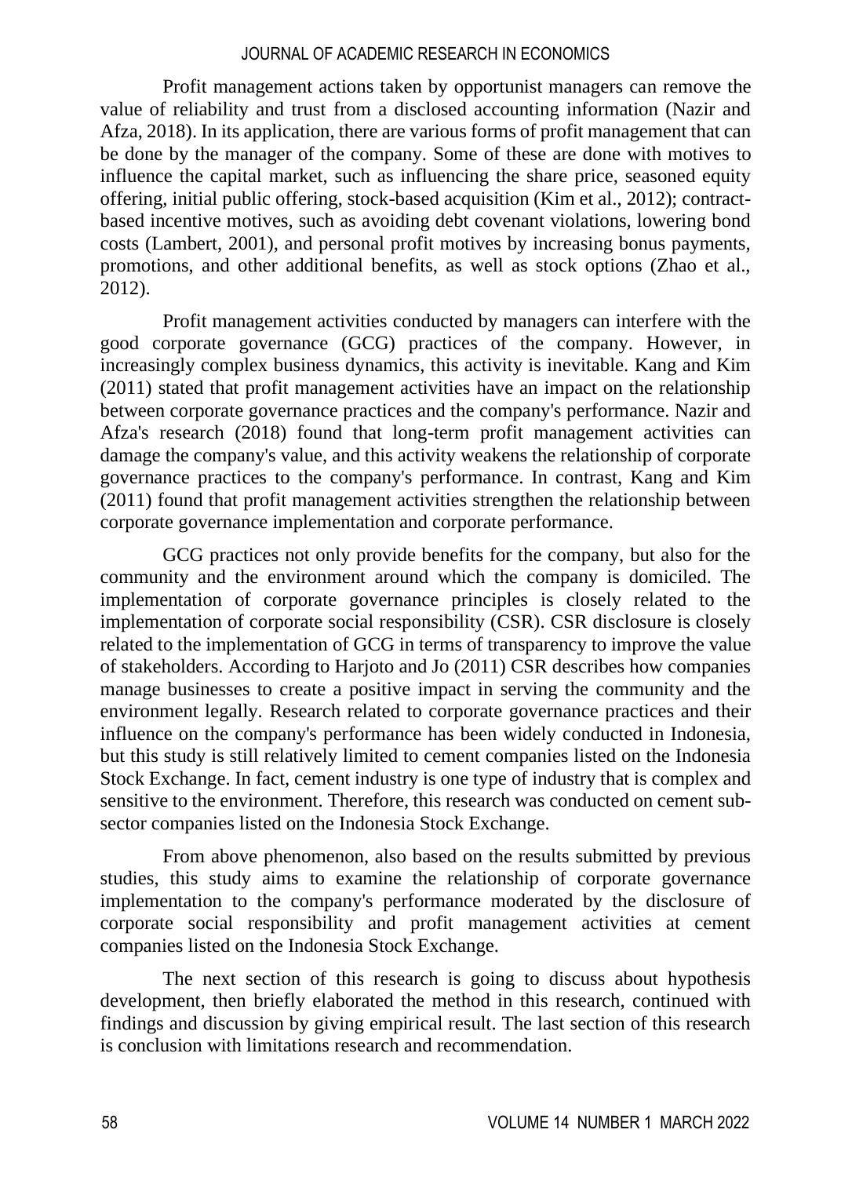Profit management actions taken by opportunist managers can remove the value of reliability and trust from a disclosed accounting information (Nazir and Afza, 2018). In its application, there are various forms of profit management that can be done by the manager of the company. Some of these are done with motives to influence the capital market, such as influencing the share price, seasoned equity offering, initial public offering, stock-based acquisition (Kim et al., 2012); contract-based incentive motives, such as avoiding debt covenant violations, lowering bond costs (Lambert, 2001), and personal profit motives by increasing bonus payments, promotions, and other additional benefits, as well as stock options (Zhao et al., 2012).

Profit management activities conducted by managers can interfere with the good corporate governance (GCG) practices of the company. However, in increasingly complex business dynamics, this activity is inevitable. Kang and Kim (2011) stated that profit management activities have an impact on the relationship between corporate governance practices and the company's performance. Nazir and Afza's research (2018) found that long-term profit management activities can damage the company's value, and this activity weakens the relationship of corporate governance practices to the company's performance. In contrast, Kang and Kim (2011) found that profit management activities strengthen the relationship between corporate governance implementation and corporate performance.

GCG practices not only provide benefits for the company, but also for the community and the environment around which the company is domiciled. The implementation of corporate governance principles is closely related to the implementation of corporate social responsibility (CSR). CSR disclosure is closely related to the implementation of GCG in terms of transparency to improve the value of stakeholders. According to Harjoto and Jo (2011) CSR describes how companies manage businesses to create a positive impact in serving the community and the environment legally. Research related to corporate governance practices and their influence on the company's performance has been widely conducted in Indonesia, but this study is still relatively limited to cement companies listed on the Indonesia Stock Exchange. In fact, cement industry is one type of industry that is complex and sensitive to the environment. Therefore, this research was conducted on cement sub-sector companies listed on the Indonesia Stock Exchange.

From above phenomenon, also based on the results submitted by previous studies, this study aims to examine the relationship of corporate governance implementation to the company's performance moderated by the disclosure of corporate social responsibility and profit management activities at cement companies listed on the Indonesia Stock Exchange.

The next section of this research is going to discuss about hypothesis development, then briefly elaborated the method in this research, continued with findings and discussion by giving empirical result. The last section of this research is conclusion with limitations research and recommendation.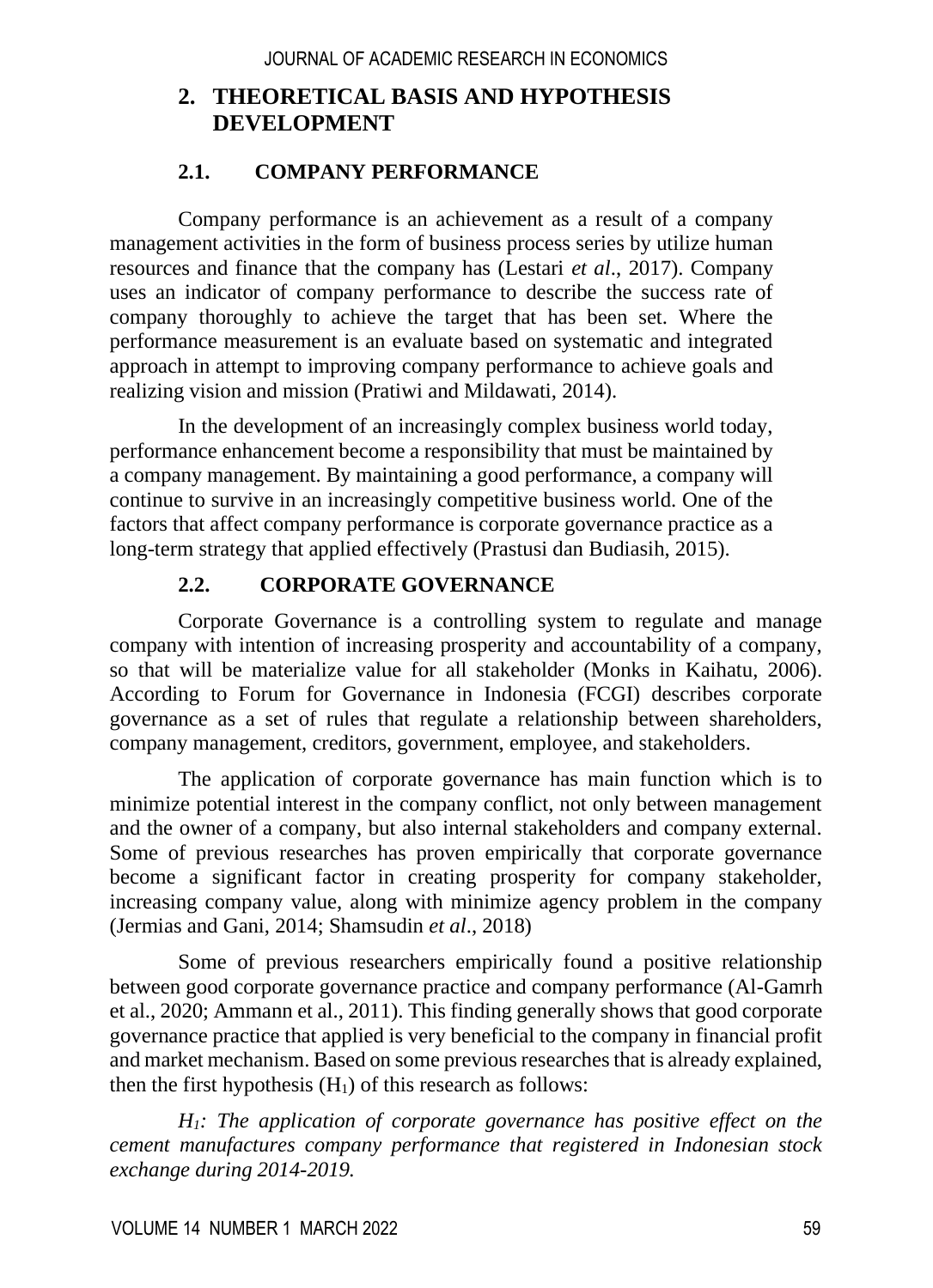## 2. THEORETICAL BASIS AND HYPOTHESIS DEVELOPMENT

### 2.1. COMPANY PERFORMANCE

Company performance is an achievement as a result of a company management activities in the form of business process series by utilize human resources and finance that the company has (Lestari *et al*., 2017). Company uses an indicator of company performance to describe the success rate of company thoroughly to achieve the target that has been set. Where the performance measurement is an evaluate based on systematic and integrated approach in attempt to improving company performance to achieve goals and realizing vision and mission (Pratiwi and Mildawati, 2014).

In the development of an increasingly complex business world today, performance enhancement become a responsibility that must be maintained by a company management. By maintaining a good performance, a company will continue to survive in an increasingly competitive business world. One of the factors that affect company performance is corporate governance practice as a long-term strategy that applied effectively (Prastusi dan Budiasih, 2015).

### 2.2. CORPORATE GOVERNANCE

Corporate Governance is a controlling system to regulate and manage company with intention of increasing prosperity and accountability of a company, so that will be materialize value for all stakeholder (Monks in Kaihatu, 2006). According to Forum for Governance in Indonesia (FCGI) describes corporate governance as a set of rules that regulate a relationship between shareholders, company management, creditors, government, employee, and stakeholders.

The application of corporate governance has main function which is to minimize potential interest in the company conflict, not only between management and the owner of a company, but also internal stakeholders and company external. Some of previous researches has proven empirically that corporate governance become a significant factor in creating prosperity for company stakeholder, increasing company value, along with minimize agency problem in the company (Jermias and Gani, 2014; Shamsudin *et al*., 2018)

Some of previous researchers empirically found a positive relationship between good corporate governance practice and company performance (Al-Gamrh et al., 2020; Ammann et al., 2011). This finding generally shows that good corporate governance practice that applied is very beneficial to the company in financial profit and market mechanism. Based on some previous researches that is already explained, then the first hypothesis ($H_1$) of this research as follows:

*$H_1$: The application of corporate governance has positive effect on the cement manufactures company performance that registered in Indonesian stock exchange during 2014-2019.*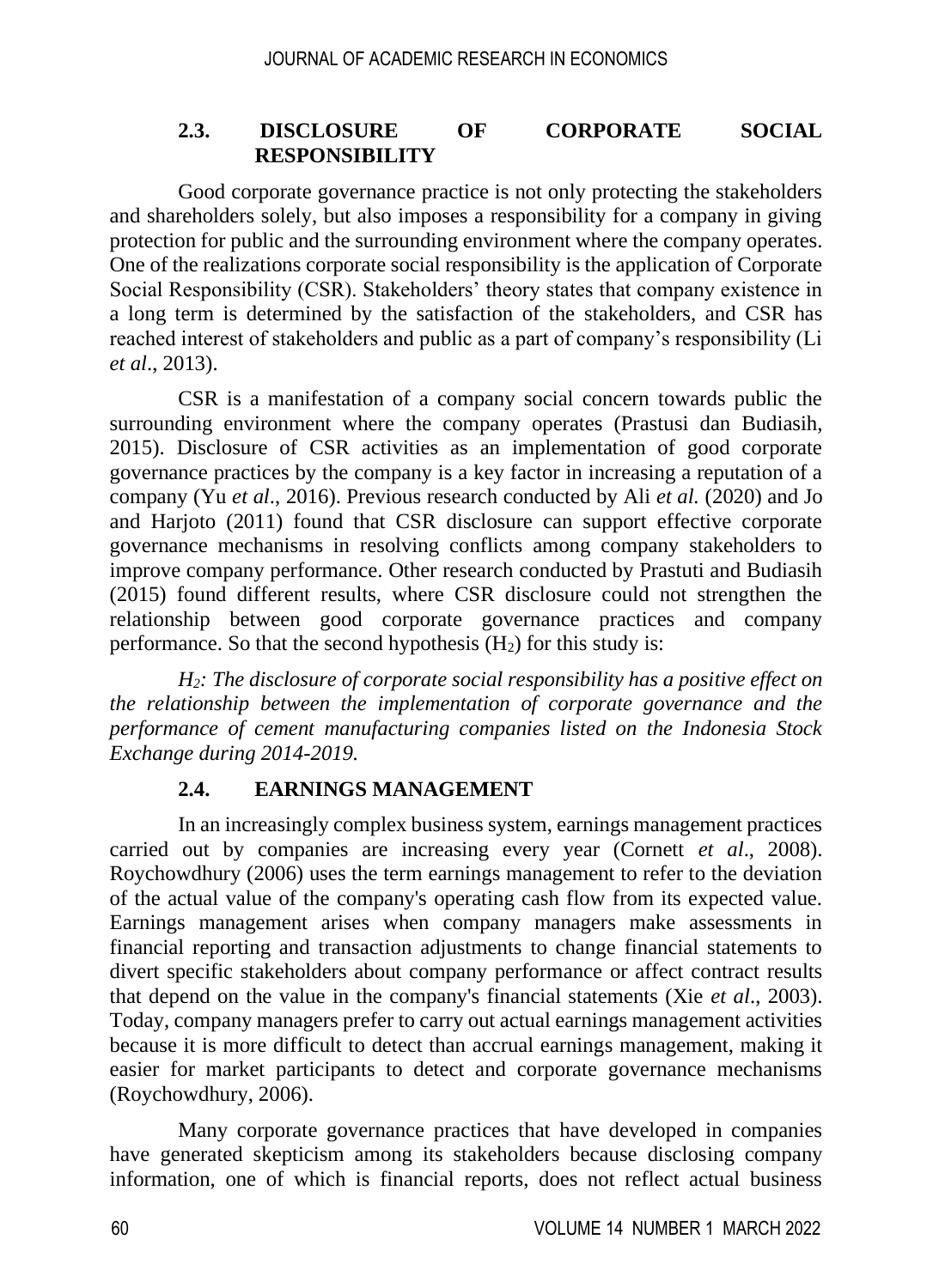### 2.3. DISCLOSURE OF CORPORATE SOCIAL RESPONSIBILITY

Good corporate governance practice is not only protecting the stakeholders and shareholders solely, but also imposes a responsibility for a company in giving protection for public and the surrounding environment where the company operates. One of the realizations corporate social responsibility is the application of Corporate Social Responsibility (CSR). Stakeholders' theory states that company existence in a long term is determined by the satisfaction of the stakeholders, and CSR has reached interest of stakeholders and public as a part of company's responsibility (Li *et al*., 2013).

CSR is a manifestation of a company social concern towards public the surrounding environment where the company operates (Prastusi dan Budiasih, 2015). Disclosure of CSR activities as an implementation of good corporate governance practices by the company is a key factor in increasing a reputation of a company (Yu *et al*., 2016). Previous research conducted by Ali *et al.* (2020) and Jo and Harjoto (2011) found that CSR disclosure can support effective corporate governance mechanisms in resolving conflicts among company stakeholders to improve company performance. Other research conducted by Prastuti and Budiasih (2015) found different results, where CSR disclosure could not strengthen the relationship between good corporate governance practices and company performance. So that the second hypothesis ($H_2$) for this study is:

*$H_2$: The disclosure of corporate social responsibility has a positive effect on the relationship between the implementation of corporate governance and the performance of cement manufacturing companies listed on the Indonesia Stock Exchange during 2014-2019.*

### 2.4. EARNINGS MANAGEMENT

In an increasingly complex business system, earnings management practices carried out by companies are increasing every year (Cornett *et al*., 2008). Roychowdhury (2006) uses the term earnings management to refer to the deviation of the actual value of the company's operating cash flow from its expected value. Earnings management arises when company managers make assessments in financial reporting and transaction adjustments to change financial statements to divert specific stakeholders about company performance or affect contract results that depend on the value in the company's financial statements (Xie *et al*., 2003). Today, company managers prefer to carry out actual earnings management activities because it is more difficult to detect than accrual earnings management, making it easier for market participants to detect and corporate governance mechanisms (Roychowdhury, 2006).

Many corporate governance practices that have developed in companies have generated skepticism among its stakeholders because disclosing company information, one of which is financial reports, does not reflect actual business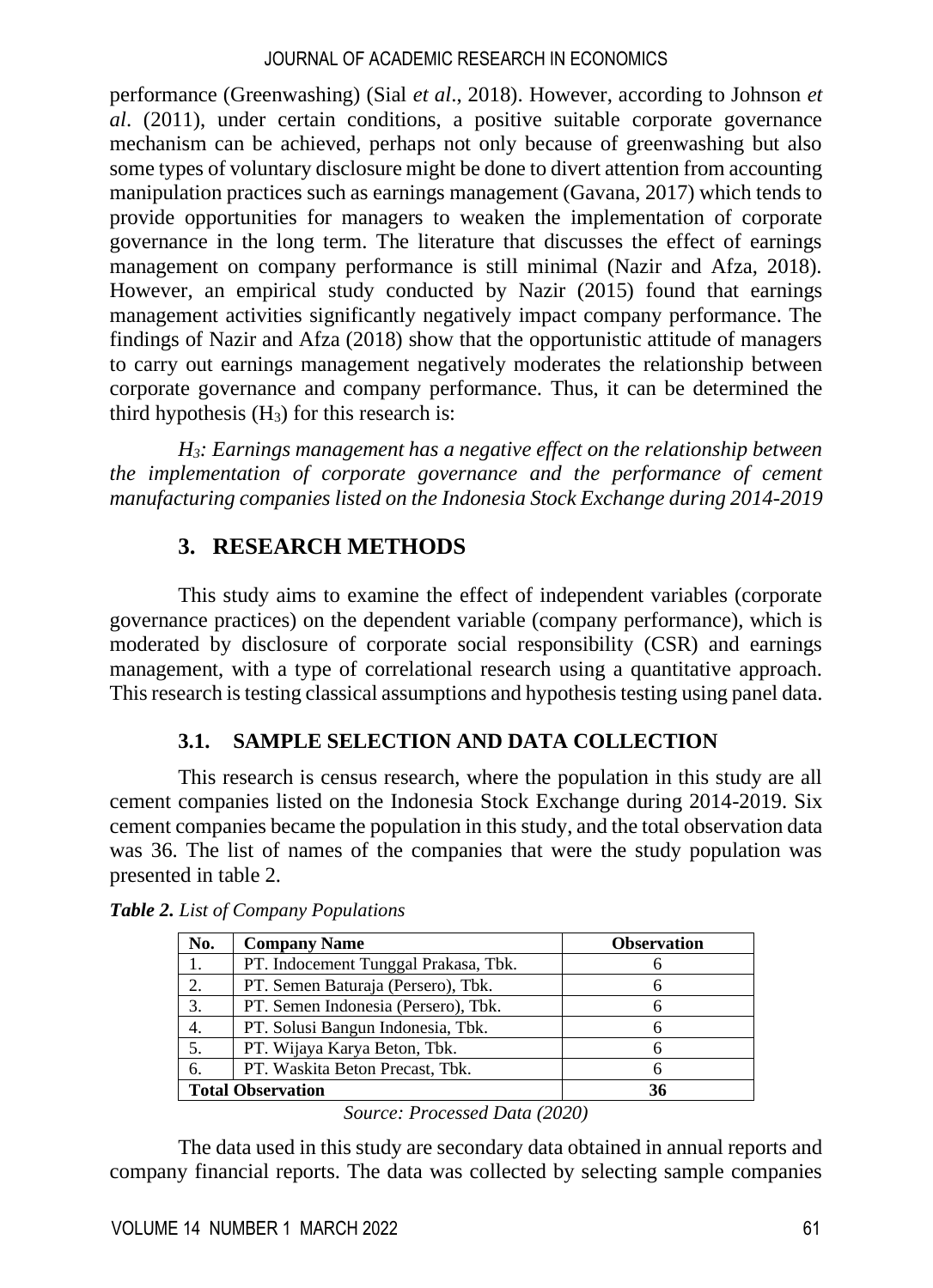performance (Greenwashing) (Sial *et al*., 2018). However, according to Johnson *et al*. (2011), under certain conditions, a positive suitable corporate governance mechanism can be achieved, perhaps not only because of greenwashing but also some types of voluntary disclosure might be done to divert attention from accounting manipulation practices such as earnings management (Gavana, 2017) which tends to provide opportunities for managers to weaken the implementation of corporate governance in the long term. The literature that discusses the effect of earnings management on company performance is still minimal (Nazir and Afza, 2018). However, an empirical study conducted by Nazir (2015) found that earnings management activities significantly negatively impact company performance. The findings of Nazir and Afza (2018) show that the opportunistic attitude of managers to carry out earnings management negatively moderates the relationship between corporate governance and company performance. Thus, it can be determined the third hypothesis ($H_3$) for this research is:

*$H_3$: Earnings management has a negative effect on the relationship between the implementation of corporate governance and the performance of cement manufacturing companies listed on the Indonesia Stock Exchange during 2014-2019*

## 3. RESEARCH METHODS

This study aims to examine the effect of independent variables (corporate governance practices) on the dependent variable (company performance), which is moderated by disclosure of corporate social responsibility (CSR) and earnings management, with a type of correlational research using a quantitative approach. This research is testing classical assumptions and hypothesis testing using panel data.

### 3.1. SAMPLE SELECTION AND DATA COLLECTION

This research is census research, where the population in this study are all cement companies listed on the Indonesia Stock Exchange during 2014-2019. Six cement companies became the population in this study, and the total observation data was 36. The list of names of the companies that were the study population was presented in table 2.

***Table 2.*** *List of Company Populations*

| No. | Company Name | Observation |
|---|---|---|
| 1. | PT. Indocement Tunggal Prakasa, Tbk. | 6 |
| 2. | PT. Semen Baturaja (Persero), Tbk. | 6 |
| 3. | PT. Semen Indonesia (Persero), Tbk. | 6 |
| 4. | PT. Solusi Bangun Indonesia, Tbk. | 6 |
| 5. | PT. Wijaya Karya Beton, Tbk. | 6 |
| 6. | PT. Waskita Beton Precast, Tbk. | 6 |
| **Total Observation** | | **36** |

*Source: Processed Data (2020)*

The data used in this study are secondary data obtained in annual reports and company financial reports. The data was collected by selecting sample companies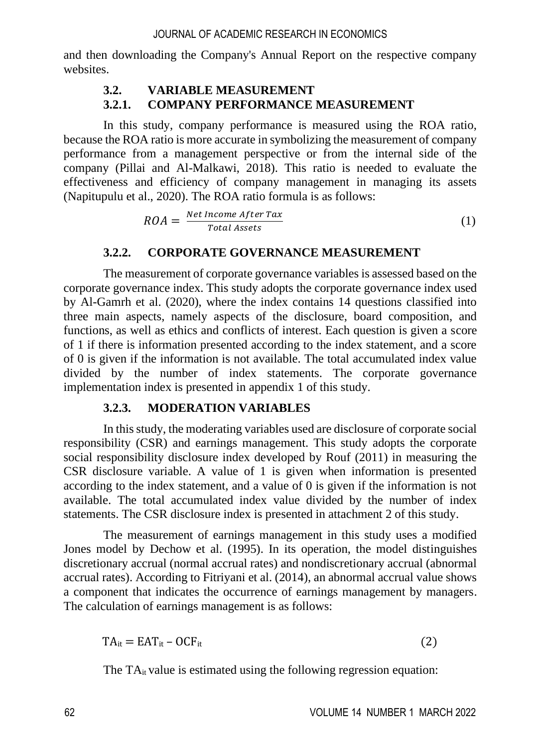and then downloading the Company's Annual Report on the respective company websites.

### 3.2. VARIABLE MEASUREMENT

#### 3.2.1. COMPANY PERFORMANCE MEASUREMENT

In this study, company performance is measured using the ROA ratio, because the ROA ratio is more accurate in symbolizing the measurement of company performance from a management perspective or from the internal side of the company (Pillai and Al-Malkawi, 2018). This ratio is needed to evaluate the effectiveness and efficiency of company management in managing its assets (Napitupulu et al., 2020). The ROA ratio formula is as follows:

$$ROA = \frac{Net\ Income\ After\ Tax}{Total\ Assets} \tag{1}$$

#### 3.2.2. CORPORATE GOVERNANCE MEASUREMENT

The measurement of corporate governance variables is assessed based on the corporate governance index. This study adopts the corporate governance index used by Al-Gamrh et al. (2020), where the index contains 14 questions classified into three main aspects, namely aspects of the disclosure, board composition, and functions, as well as ethics and conflicts of interest. Each question is given a score of 1 if there is information presented according to the index statement, and a score of 0 is given if the information is not available. The total accumulated index value divided by the number of index statements. The corporate governance implementation index is presented in appendix 1 of this study.

#### 3.2.3. MODERATION VARIABLES

In this study, the moderating variables used are disclosure of corporate social responsibility (CSR) and earnings management. This study adopts the corporate social responsibility disclosure index developed by Rouf (2011) in measuring the CSR disclosure variable. A value of 1 is given when information is presented according to the index statement, and a value of 0 is given if the information is not available. The total accumulated index value divided by the number of index statements. The CSR disclosure index is presented in attachment 2 of this study.

The measurement of earnings management in this study uses a modified Jones model by Dechow et al. (1995). In its operation, the model distinguishes discretionary accrual (normal accrual rates) and nondiscretionary accrual (abnormal accrual rates). According to Fitriyani et al. (2014), an abnormal accrual value shows a component that indicates the occurrence of earnings management by managers. The calculation of earnings management is as follows:

$$TA_{it} = EAT_{it} - OCF_{it} \tag{2}$$

The $TA_{it}$ value is estimated using the following regression equation: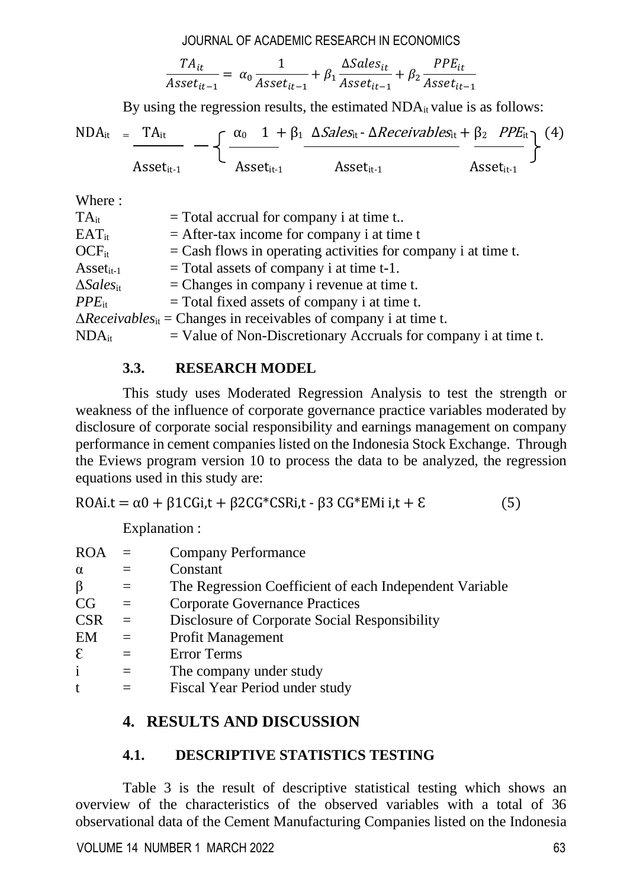$$\frac{TA_{it}}{Asset_{it-1}} = \alpha_0 \frac{1}{Asset_{it-1}} + \beta_1 \frac{\Delta Sales_{it}}{Asset_{it-1}} + \beta_2 \frac{PPE_{it}}{Asset_{it-1}}$$

By using the regression results, the estimated $NDA_{it}$ value is as follows:

$$NDA_{it} = \frac{TA_{it}}{Asset_{it-1}} - \left\{ \alpha_0 \frac{1}{Asset_{it-1}} + \beta_1 \frac{\Delta Sales_{it} - \Delta Receivables_{it}}{Asset_{it-1}} + \beta_2 \frac{PPE_{it}}{Asset_{it-1}} \right\} \quad (4)$$

Where :

| | |
|---|---|
| $TA_{it}$ | = Total accrual for company i at time t.. |
| $EAT_{it}$ | = After-tax income for company i at time t |
| $OCF_{it}$ | = Cash flows in operating activities for company i at time t. |
| $Asset_{it-1}$ | = Total assets of company i at time t-1. |
| $\Delta Sales_{it}$ | = Changes in company i revenue at time t. |
| $PPE_{it}$ | = Total fixed assets of company i at time t. |
| $\Delta Receivables_{it}$ | = Changes in receivables of company i at time t. |
| $NDA_{it}$ | = Value of Non-Discretionary Accruals for company i at time t. |

### 3.3. RESEARCH MODEL

This study uses Moderated Regression Analysis to test the strength or weakness of the influence of corporate governance practice variables moderated by disclosure of corporate social responsibility and earnings management on company performance in cement companies listed on the Indonesia Stock Exchange. Through the Eviews program version 10 to process the data to be analyzed, the regression equations used in this study are:

$$ROAi.t = \alpha 0 + \beta 1CGi,t + \beta 2CG{*}CSRi,t - \beta 3\ CG{*}EMi\ i,t + \mathcal{E} \quad (5)$$

Explanation :

| | | |
|---|---|---|
| ROA | = | Company Performance |
| α | = | Constant |
| β | = | The Regression Coefficient of each Independent Variable |
| CG | = | Corporate Governance Practices |
| CSR | = | Disclosure of Corporate Social Responsibility |
| EM | = | Profit Management |
| Ɛ | = | Error Terms |
| i | = | The company under study |
| t | = | Fiscal Year Period under study |

## 4. RESULTS AND DISCUSSION

### 4.1. DESCRIPTIVE STATISTICS TESTING

Table 3 is the result of descriptive statistical testing which shows an overview of the characteristics of the observed variables with a total of 36 observational data of the Cement Manufacturing Companies listed on the Indonesia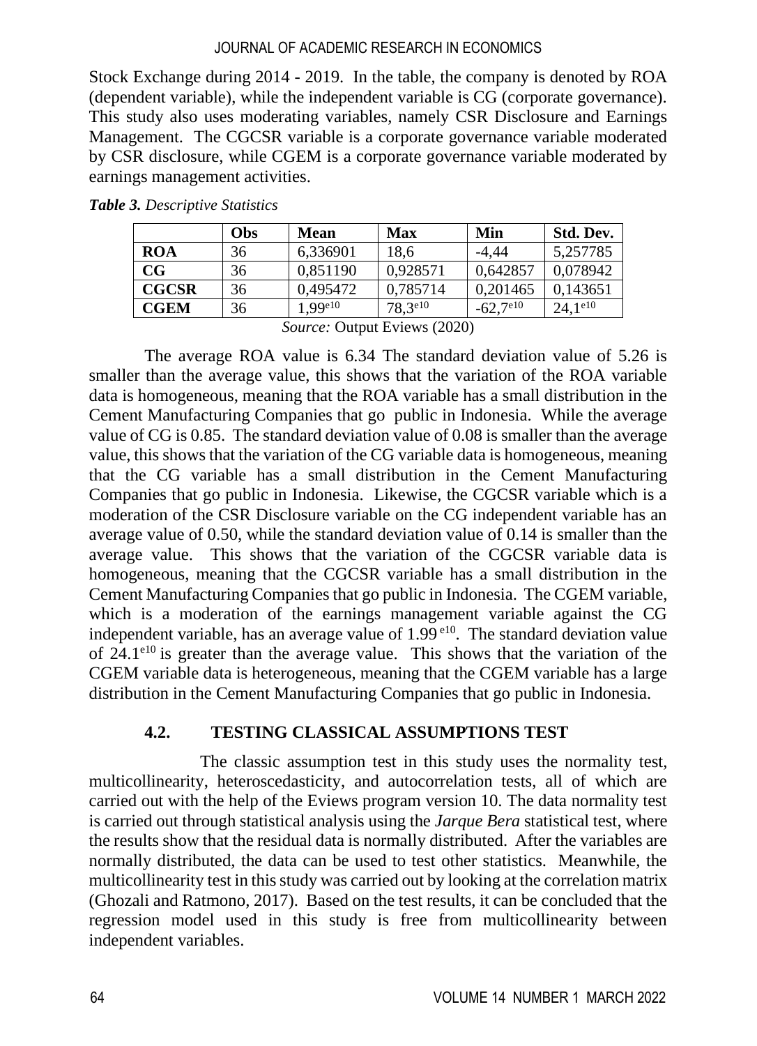Stock Exchange during 2014 - 2019. In the table, the company is denoted by ROA (dependent variable), while the independent variable is CG (corporate governance). This study also uses moderating variables, namely CSR Disclosure and Earnings Management. The CGCSR variable is a corporate governance variable moderated by CSR disclosure, while CGEM is a corporate governance variable moderated by earnings management activities.

***Table 3.*** *Descriptive Statistics*

| | Obs | Mean | Max | Min | Std. Dev. |
|---|---|---|---|---|---|
| **ROA** | 36 | 6,336901 | 18,6 | -4,44 | 5,257785 |
| **CG** | 36 | 0,851190 | 0,928571 | 0,642857 | 0,078942 |
| **CGCSR** | 36 | 0,495472 | 0,785714 | 0,201465 | 0,143651 |
| **CGEM** | 36 | $1{,}99^{e10}$ | $78{,}3^{e10}$ | $-62{,}7^{e10}$ | $24{,}1^{e10}$ |

*Source:* Output Eviews (2020)

The average ROA value is 6.34 The standard deviation value of 5.26 is smaller than the average value, this shows that the variation of the ROA variable data is homogeneous, meaning that the ROA variable has a small distribution in the Cement Manufacturing Companies that go public in Indonesia. While the average value of CG is 0.85. The standard deviation value of 0.08 is smaller than the average value, this shows that the variation of the CG variable data is homogeneous, meaning that the CG variable has a small distribution in the Cement Manufacturing Companies that go public in Indonesia. Likewise, the CGCSR variable which is a moderation of the CSR Disclosure variable on the CG independent variable has an average value of 0.50, while the standard deviation value of 0.14 is smaller than the average value. This shows that the variation of the CGCSR variable data is homogeneous, meaning that the CGCSR variable has a small distribution in the Cement Manufacturing Companies that go public in Indonesia. The CGEM variable, which is a moderation of the earnings management variable against the CG independent variable, has an average value of $1.99^{e10}$. The standard deviation value of $24.1^{e10}$ is greater than the average value. This shows that the variation of the CGEM variable data is heterogeneous, meaning that the CGEM variable has a large distribution in the Cement Manufacturing Companies that go public in Indonesia.

## 4.2. TESTING CLASSICAL ASSUMPTIONS TEST

The classic assumption test in this study uses the normality test, multicollinearity, heteroscedasticity, and autocorrelation tests, all of which are carried out with the help of the Eviews program version 10. The data normality test is carried out through statistical analysis using the *Jarque Bera* statistical test, where the results show that the residual data is normally distributed. After the variables are normally distributed, the data can be used to test other statistics. Meanwhile, the multicollinearity test in this study was carried out by looking at the correlation matrix (Ghozali and Ratmono, 2017). Based on the test results, it can be concluded that the regression model used in this study is free from multicollinearity between independent variables.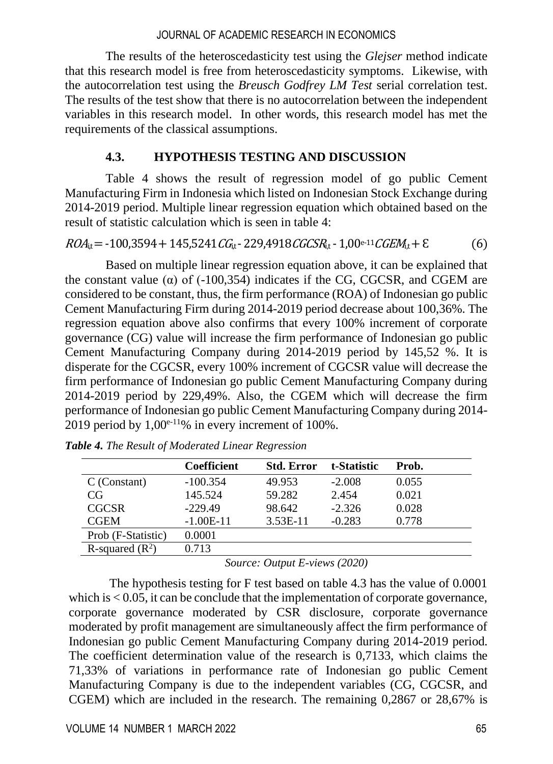The results of the heteroscedasticity test using the *Glejser* method indicate that this research model is free from heteroscedasticity symptoms. Likewise, with the autocorrelation test using the *Breusch Godfrey LM Test* serial correlation test. The results of the test show that there is no autocorrelation between the independent variables in this research model. In other words, this research model has met the requirements of the classical assumptions.

### 4.3. HYPOTHESIS TESTING AND DISCUSSION

Table 4 shows the result of regression model of go public Cement Manufacturing Firm in Indonesia which listed on Indonesian Stock Exchange during 2014-2019 period. Multiple linear regression equation which obtained based on the result of statistic calculation which is seen in table 4:

$$ROA_{i,t} = -100{,}3594 + 145{,}5241\,CG_{i,t} - 229{,}4918\,CGCSR_{i,t} - 1{,}00^{e\text{-}11}\,CGEM_{i,t} + \varepsilon \qquad (6)$$

Based on multiple linear regression equation above, it can be explained that the constant value (α) of (-100,354) indicates if the CG, CGCSR, and CGEM are considered to be constant, thus, the firm performance (ROA) of Indonesian go public Cement Manufacturing Firm during 2014-2019 period decrease about 100,36%. The regression equation above also confirms that every 100% increment of corporate governance (CG) value will increase the firm performance of Indonesian go public Cement Manufacturing Company during 2014-2019 period by 145,52 %. It is disperate for the CGCSR, every 100% increment of CGCSR value will decrease the firm performance of Indonesian go public Cement Manufacturing Company during 2014-2019 period by 229,49%. Also, the CGEM which will decrease the firm performance of Indonesian go public Cement Manufacturing Company during 2014-2019 period by $1{,}00^{e\text{-}11}$% in every increment of 100%.

***Table 4.*** *The Result of Moderated Linear Regression*

| | Coefficient | Std. Error | t-Statistic | Prob. |
|---|---|---|---|---|
| C (Constant) | -100.354 | 49.953 | -2.008 | 0.055 |
| CG | 145.524 | 59.282 | 2.454 | 0.021 |
| CGCSR | -229.49 | 98.642 | -2.326 | 0.028 |
| CGEM | -1.00E-11 | 3.53E-11 | -0.283 | 0.778 |
| Prob (F-Statistic) | 0.0001 | | | |
| R-squared ($R^2$) | 0.713 | | | |

*Source: Output E-views (2020)*

The hypothesis testing for F test based on table 4.3 has the value of 0.0001 which is < 0.05, it can be conclude that the implementation of corporate governance, corporate governance moderated by CSR disclosure, corporate governance moderated by profit management are simultaneously affect the firm performance of Indonesian go public Cement Manufacturing Company during 2014-2019 period. The coefficient determination value of the research is 0,7133, which claims the 71,33% of variations in performance rate of Indonesian go public Cement Manufacturing Company is due to the independent variables (CG, CGCSR, and CGEM) which are included in the research. The remaining 0,2867 or 28,67% is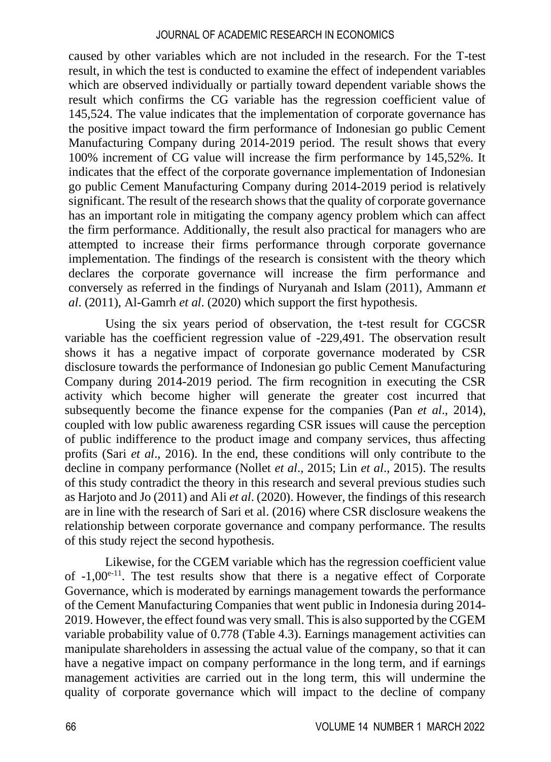caused by other variables which are not included in the research. For the T-test result, in which the test is conducted to examine the effect of independent variables which are observed individually or partially toward dependent variable shows the result which confirms the CG variable has the regression coefficient value of 145,524. The value indicates that the implementation of corporate governance has the positive impact toward the firm performance of Indonesian go public Cement Manufacturing Company during 2014-2019 period. The result shows that every 100% increment of CG value will increase the firm performance by 145,52%. It indicates that the effect of the corporate governance implementation of Indonesian go public Cement Manufacturing Company during 2014-2019 period is relatively significant. The result of the research shows that the quality of corporate governance has an important role in mitigating the company agency problem which can affect the firm performance. Additionally, the result also practical for managers who are attempted to increase their firms performance through corporate governance implementation. The findings of the research is consistent with the theory which declares the corporate governance will increase the firm performance and conversely as referred in the findings of Nuryanah and Islam (2011), Ammann *et al*. (2011), Al-Gamrh *et al*. (2020) which support the first hypothesis.

Using the six years period of observation, the t-test result for CGCSR variable has the coefficient regression value of -229,491. The observation result shows it has a negative impact of corporate governance moderated by CSR disclosure towards the performance of Indonesian go public Cement Manufacturing Company during 2014-2019 period. The firm recognition in executing the CSR activity which become higher will generate the greater cost incurred that subsequently become the finance expense for the companies (Pan *et al*., 2014), coupled with low public awareness regarding CSR issues will cause the perception of public indifference to the product image and company services, thus affecting profits (Sari *et al*., 2016). In the end, these conditions will only contribute to the decline in company performance (Nollet *et al*., 2015; Lin *et al*., 2015). The results of this study contradict the theory in this research and several previous studies such as Harjoto and Jo (2011) and Ali *et al*. (2020). However, the findings of this research are in line with the research of Sari et al. (2016) where CSR disclosure weakens the relationship between corporate governance and company performance. The results of this study reject the second hypothesis.

Likewise, for the CGEM variable which has the regression coefficient value of $-1{,}00^{e-11}$. The test results show that there is a negative effect of Corporate Governance, which is moderated by earnings management towards the performance of the Cement Manufacturing Companies that went public in Indonesia during 2014-2019. However, the effect found was very small. This is also supported by the CGEM variable probability value of 0.778 (Table 4.3). Earnings management activities can manipulate shareholders in assessing the actual value of the company, so that it can have a negative impact on company performance in the long term, and if earnings management activities are carried out in the long term, this will undermine the quality of corporate governance which will impact to the decline of company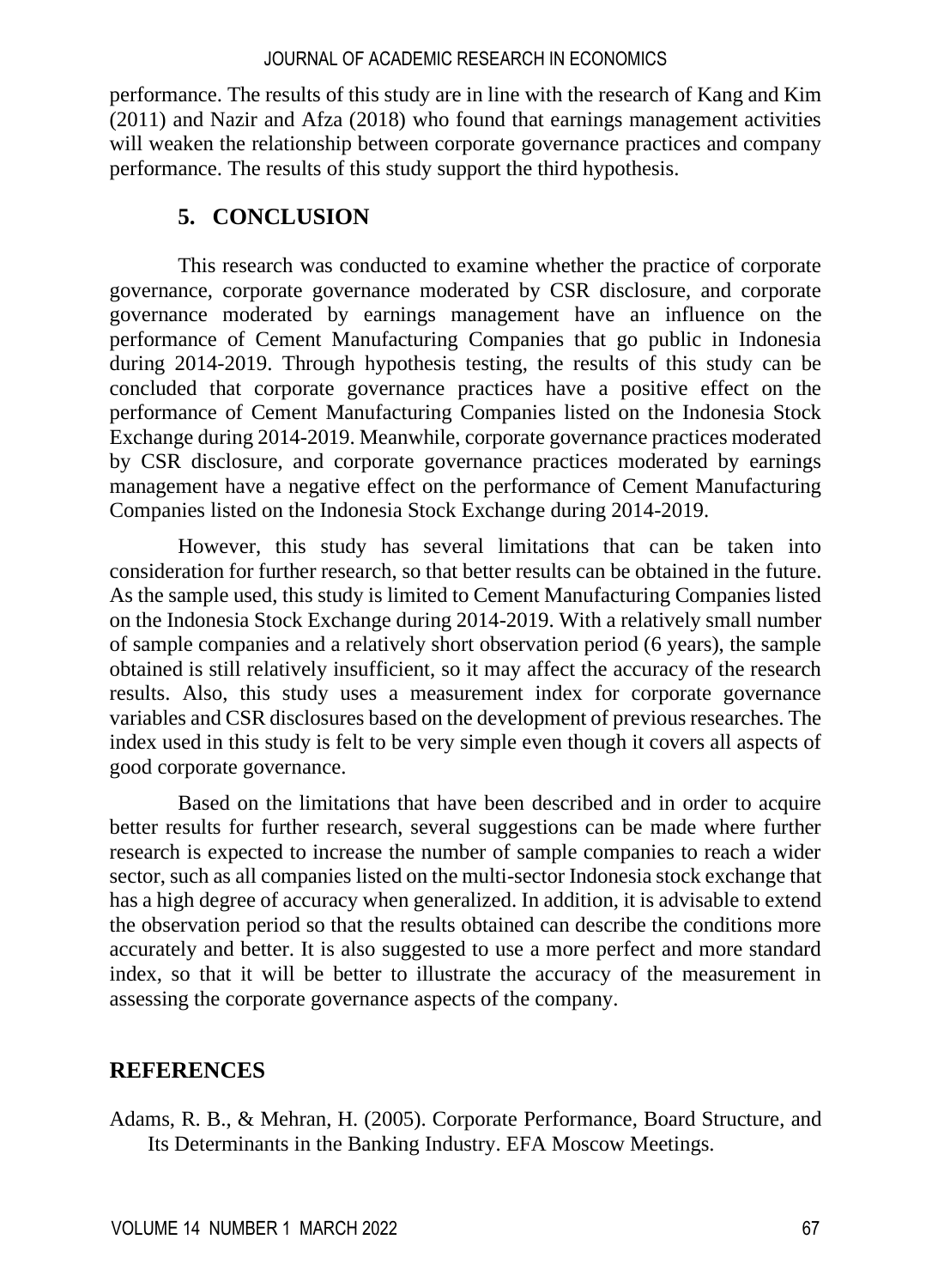performance. The results of this study are in line with the research of Kang and Kim (2011) and Nazir and Afza (2018) who found that earnings management activities will weaken the relationship between corporate governance practices and company performance. The results of this study support the third hypothesis.

## 5. CONCLUSION

This research was conducted to examine whether the practice of corporate governance, corporate governance moderated by CSR disclosure, and corporate governance moderated by earnings management have an influence on the performance of Cement Manufacturing Companies that go public in Indonesia during 2014-2019. Through hypothesis testing, the results of this study can be concluded that corporate governance practices have a positive effect on the performance of Cement Manufacturing Companies listed on the Indonesia Stock Exchange during 2014-2019. Meanwhile, corporate governance practices moderated by CSR disclosure, and corporate governance practices moderated by earnings management have a negative effect on the performance of Cement Manufacturing Companies listed on the Indonesia Stock Exchange during 2014-2019.

However, this study has several limitations that can be taken into consideration for further research, so that better results can be obtained in the future. As the sample used, this study is limited to Cement Manufacturing Companies listed on the Indonesia Stock Exchange during 2014-2019. With a relatively small number of sample companies and a relatively short observation period (6 years), the sample obtained is still relatively insufficient, so it may affect the accuracy of the research results. Also, this study uses a measurement index for corporate governance variables and CSR disclosures based on the development of previous researches. The index used in this study is felt to be very simple even though it covers all aspects of good corporate governance.

Based on the limitations that have been described and in order to acquire better results for further research, several suggestions can be made where further research is expected to increase the number of sample companies to reach a wider sector, such as all companies listed on the multi-sector Indonesia stock exchange that has a high degree of accuracy when generalized. In addition, it is advisable to extend the observation period so that the results obtained can describe the conditions more accurately and better. It is also suggested to use a more perfect and more standard index, so that it will be better to illustrate the accuracy of the measurement in assessing the corporate governance aspects of the company.

## REFERENCES

Adams, R. B., & Mehran, H. (2005). Corporate Performance, Board Structure, and Its Determinants in the Banking Industry. EFA Moscow Meetings.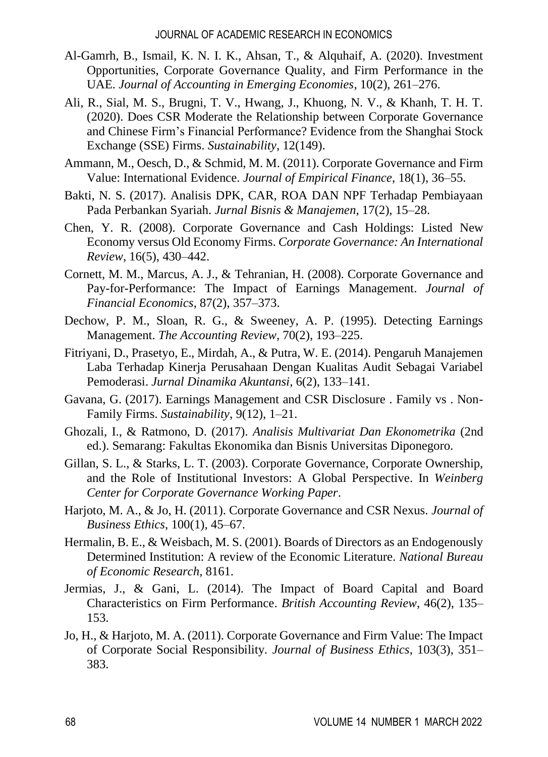Al-Gamrh, B., Ismail, K. N. I. K., Ahsan, T., & Alquhaif, A. (2020). Investment Opportunities, Corporate Governance Quality, and Firm Performance in the UAE. *Journal of Accounting in Emerging Economies*, 10(2), 261–276.

Ali, R., Sial, M. S., Brugni, T. V., Hwang, J., Khuong, N. V., & Khanh, T. H. T. (2020). Does CSR Moderate the Relationship between Corporate Governance and Chinese Firm's Financial Performance? Evidence from the Shanghai Stock Exchange (SSE) Firms. *Sustainability*, 12(149).

Ammann, M., Oesch, D., & Schmid, M. M. (2011). Corporate Governance and Firm Value: International Evidence. *Journal of Empirical Finance*, 18(1), 36–55.

Bakti, N. S. (2017). Analisis DPK, CAR, ROA DAN NPF Terhadap Pembiayaan Pada Perbankan Syariah. *Jurnal Bisnis & Manajemen*, 17(2), 15–28.

Chen, Y. R. (2008). Corporate Governance and Cash Holdings: Listed New Economy versus Old Economy Firms. *Corporate Governance: An International Review*, 16(5), 430–442.

Cornett, M. M., Marcus, A. J., & Tehranian, H. (2008). Corporate Governance and Pay-for-Performance: The Impact of Earnings Management. *Journal of Financial Economics*, 87(2), 357–373.

Dechow, P. M., Sloan, R. G., & Sweeney, A. P. (1995). Detecting Earnings Management. *The Accounting Review*, 70(2), 193–225.

Fitriyani, D., Prasetyo, E., Mirdah, A., & Putra, W. E. (2014). Pengaruh Manajemen Laba Terhadap Kinerja Perusahaan Dengan Kualitas Audit Sebagai Variabel Pemoderasi. *Jurnal Dinamika Akuntansi*, 6(2), 133–141.

Gavana, G. (2017). Earnings Management and CSR Disclosure . Family vs . Non-Family Firms. *Sustainability*, 9(12), 1–21.

Ghozali, I., & Ratmono, D. (2017). *Analisis Multivariat Dan Ekonometrika* (2nd ed.). Semarang: Fakultas Ekonomika dan Bisnis Universitas Diponegoro.

Gillan, S. L., & Starks, L. T. (2003). Corporate Governance, Corporate Ownership, and the Role of Institutional Investors: A Global Perspective. In *Weinberg Center for Corporate Governance Working Paper*.

Harjoto, M. A., & Jo, H. (2011). Corporate Governance and CSR Nexus. *Journal of Business Ethics*, 100(1), 45–67.

Hermalin, B. E., & Weisbach, M. S. (2001). Boards of Directors as an Endogenously Determined Institution: A review of the Economic Literature. *National Bureau of Economic Research*, 8161.

Jermias, J., & Gani, L. (2014). The Impact of Board Capital and Board Characteristics on Firm Performance. *British Accounting Review*, 46(2), 135–153.

Jo, H., & Harjoto, M. A. (2011). Corporate Governance and Firm Value: The Impact of Corporate Social Responsibility. *Journal of Business Ethics*, 103(3), 351–383.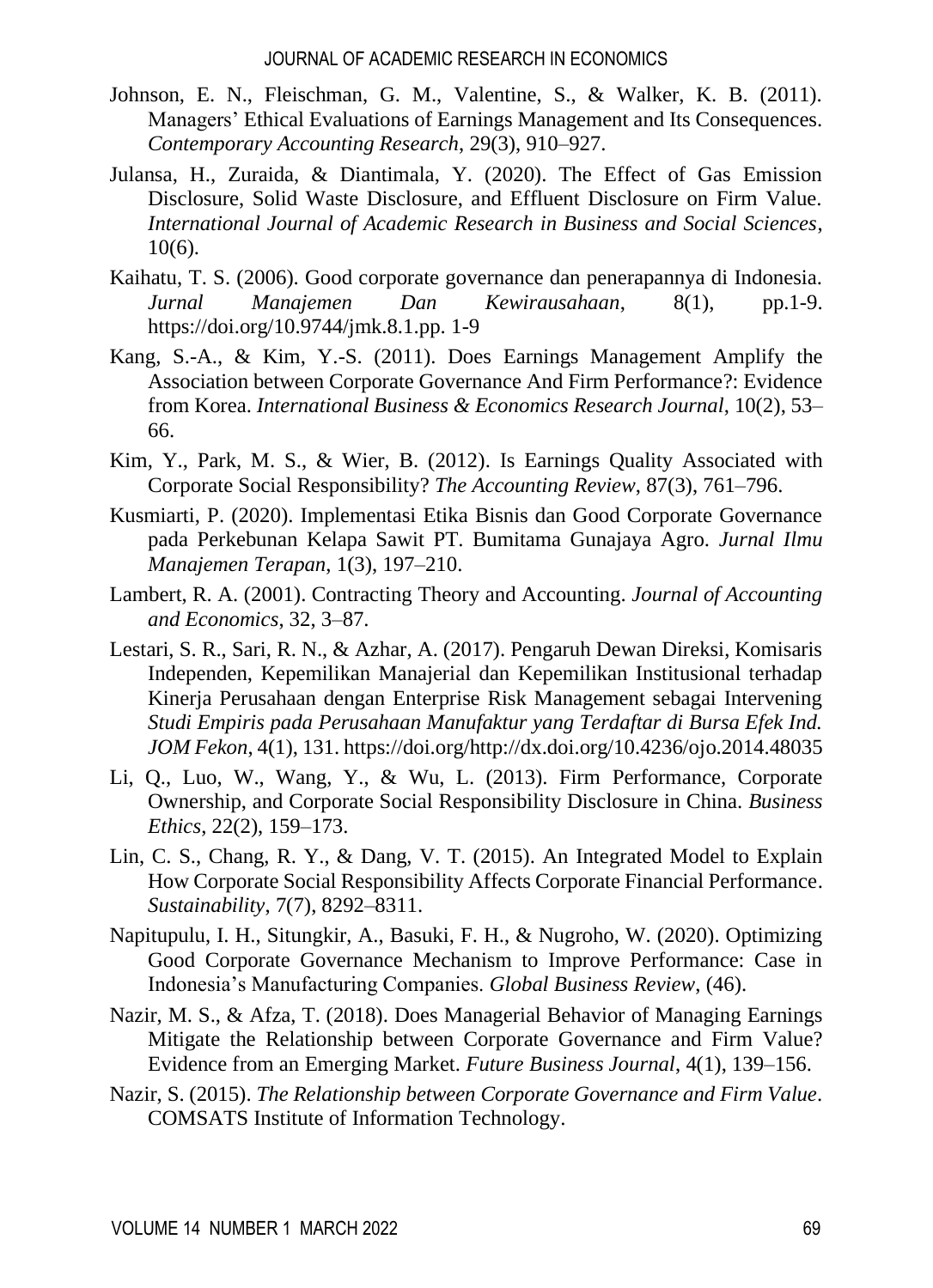Johnson, E. N., Fleischman, G. M., Valentine, S., & Walker, K. B. (2011). Managers' Ethical Evaluations of Earnings Management and Its Consequences. *Contemporary Accounting Research*, 29(3), 910–927.

Julansa, H., Zuraida, & Diantimala, Y. (2020). The Effect of Gas Emission Disclosure, Solid Waste Disclosure, and Effluent Disclosure on Firm Value. *International Journal of Academic Research in Business and Social Sciences*, 10(6).

Kaihatu, T. S. (2006). Good corporate governance dan penerapannya di Indonesia. *Jurnal Manajemen Dan Kewirausahaan*, 8(1), pp.1-9. https://doi.org/10.9744/jmk.8.1.pp. 1-9

Kang, S.-A., & Kim, Y.-S. (2011). Does Earnings Management Amplify the Association between Corporate Governance And Firm Performance?: Evidence from Korea. *International Business & Economics Research Journal*, 10(2), 53–66.

Kim, Y., Park, M. S., & Wier, B. (2012). Is Earnings Quality Associated with Corporate Social Responsibility? *The Accounting Review*, 87(3), 761–796.

Kusmiarti, P. (2020). Implementasi Etika Bisnis dan Good Corporate Governance pada Perkebunan Kelapa Sawit PT. Bumitama Gunajaya Agro. *Jurnal Ilmu Manajemen Terapan*, 1(3), 197–210.

Lambert, R. A. (2001). Contracting Theory and Accounting. *Journal of Accounting and Economics*, 32, 3–87.

Lestari, S. R., Sari, R. N., & Azhar, A. (2017). Pengaruh Dewan Direksi, Komisaris Independen, Kepemilikan Manajerial dan Kepemilikan Institusional terhadap Kinerja Perusahaan dengan Enterprise Risk Management sebagai Intervening *Studi Empiris pada Perusahaan Manufaktur yang Terdaftar di Bursa Efek Ind. JOM Fekon*, 4(1), 131. https://doi.org/http://dx.doi.org/10.4236/ojo.2014.48035

Li, Q., Luo, W., Wang, Y., & Wu, L. (2013). Firm Performance, Corporate Ownership, and Corporate Social Responsibility Disclosure in China. *Business Ethics*, 22(2), 159–173.

Lin, C. S., Chang, R. Y., & Dang, V. T. (2015). An Integrated Model to Explain How Corporate Social Responsibility Affects Corporate Financial Performance. *Sustainability*, 7(7), 8292–8311.

Napitupulu, I. H., Situngkir, A., Basuki, F. H., & Nugroho, W. (2020). Optimizing Good Corporate Governance Mechanism to Improve Performance: Case in Indonesia's Manufacturing Companies. *Global Business Review*, (46).

Nazir, M. S., & Afza, T. (2018). Does Managerial Behavior of Managing Earnings Mitigate the Relationship between Corporate Governance and Firm Value? Evidence from an Emerging Market. *Future Business Journal*, 4(1), 139–156.

Nazir, S. (2015). *The Relationship between Corporate Governance and Firm Value*. COMSATS Institute of Information Technology.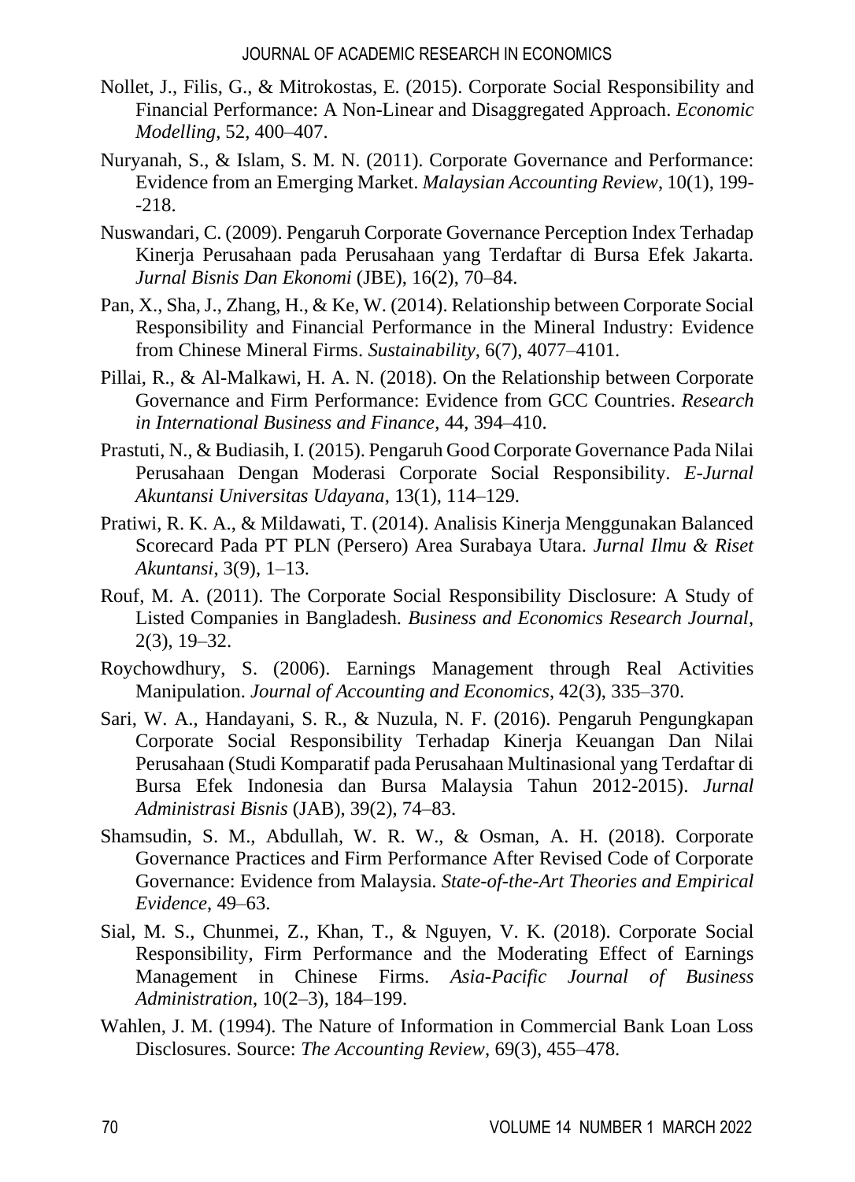Nollet, J., Filis, G., & Mitrokostas, E. (2015). Corporate Social Responsibility and Financial Performance: A Non-Linear and Disaggregated Approach. *Economic Modelling*, 52, 400–407.

Nuryanah, S., & Islam, S. M. N. (2011). Corporate Governance and Performance: Evidence from an Emerging Market. *Malaysian Accounting Review*, 10(1), 199--218.

Nuswandari, C. (2009). Pengaruh Corporate Governance Perception Index Terhadap Kinerja Perusahaan pada Perusahaan yang Terdaftar di Bursa Efek Jakarta. *Jurnal Bisnis Dan Ekonomi* (JBE), 16(2), 70–84.

Pan, X., Sha, J., Zhang, H., & Ke, W. (2014). Relationship between Corporate Social Responsibility and Financial Performance in the Mineral Industry: Evidence from Chinese Mineral Firms. *Sustainability*, 6(7), 4077–4101.

Pillai, R., & Al-Malkawi, H. A. N. (2018). On the Relationship between Corporate Governance and Firm Performance: Evidence from GCC Countries. *Research in International Business and Finance*, 44, 394–410.

Prastuti, N., & Budiasih, I. (2015). Pengaruh Good Corporate Governance Pada Nilai Perusahaan Dengan Moderasi Corporate Social Responsibility. *E-Jurnal Akuntansi Universitas Udayana*, 13(1), 114–129.

Pratiwi, R. K. A., & Mildawati, T. (2014). Analisis Kinerja Menggunakan Balanced Scorecard Pada PT PLN (Persero) Area Surabaya Utara. *Jurnal Ilmu & Riset Akuntansi*, 3(9), 1–13.

Rouf, M. A. (2011). The Corporate Social Responsibility Disclosure: A Study of Listed Companies in Bangladesh. *Business and Economics Research Journal*, 2(3), 19–32.

Roychowdhury, S. (2006). Earnings Management through Real Activities Manipulation. *Journal of Accounting and Economics*, 42(3), 335–370.

Sari, W. A., Handayani, S. R., & Nuzula, N. F. (2016). Pengaruh Pengungkapan Corporate Social Responsibility Terhadap Kinerja Keuangan Dan Nilai Perusahaan (Studi Komparatif pada Perusahaan Multinasional yang Terdaftar di Bursa Efek Indonesia dan Bursa Malaysia Tahun 2012-2015). *Jurnal Administrasi Bisnis* (JAB), 39(2), 74–83.

Shamsudin, S. M., Abdullah, W. R. W., & Osman, A. H. (2018). Corporate Governance Practices and Firm Performance After Revised Code of Corporate Governance: Evidence from Malaysia. *State-of-the-Art Theories and Empirical Evidence*, 49–63.

Sial, M. S., Chunmei, Z., Khan, T., & Nguyen, V. K. (2018). Corporate Social Responsibility, Firm Performance and the Moderating Effect of Earnings Management in Chinese Firms. *Asia-Pacific Journal of Business Administration*, 10(2–3), 184–199.

Wahlen, J. M. (1994). The Nature of Information in Commercial Bank Loan Loss Disclosures. Source: *The Accounting Review*, 69(3), 455–478.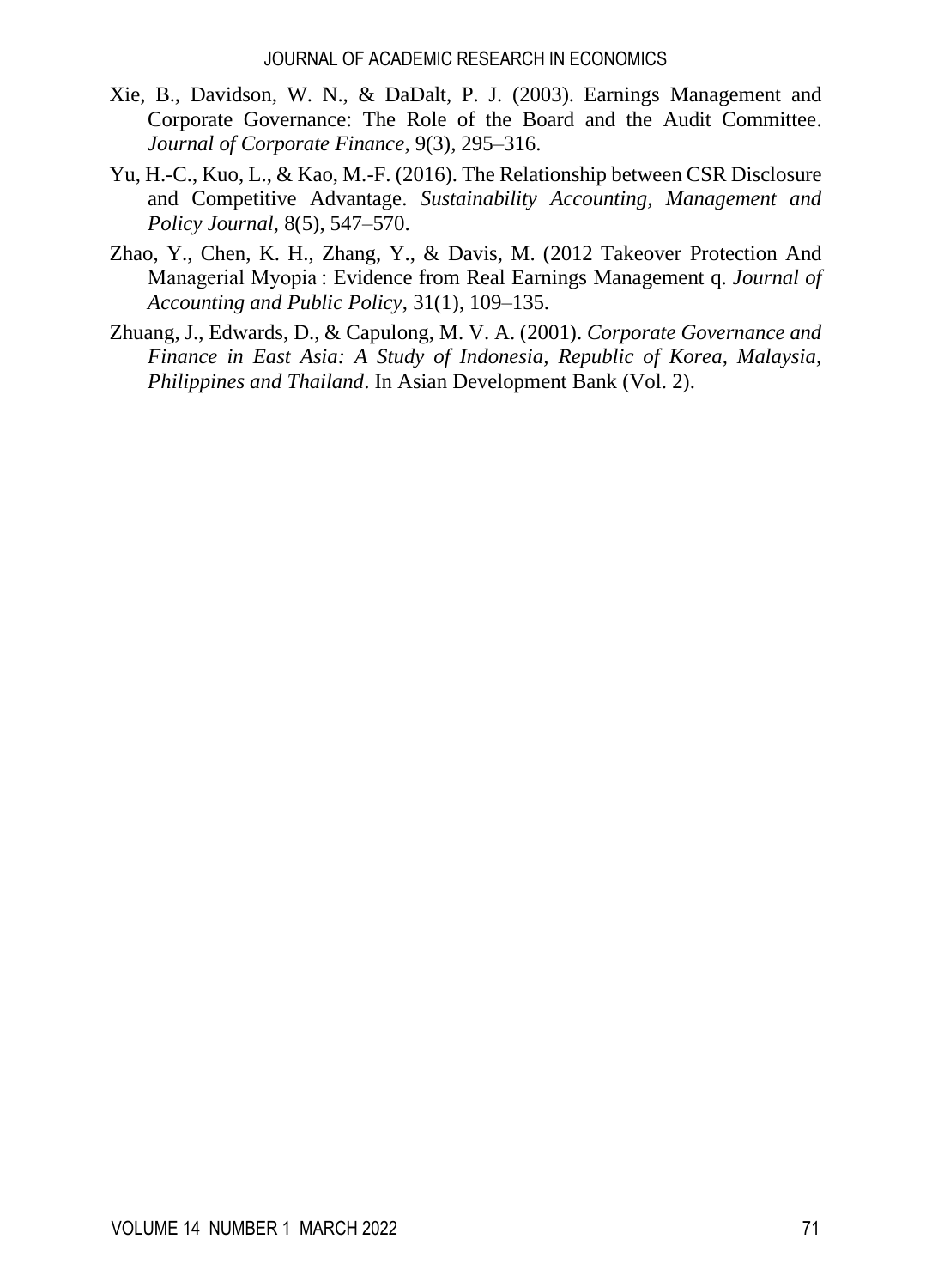Xie, B., Davidson, W. N., & DaDalt, P. J. (2003). Earnings Management and Corporate Governance: The Role of the Board and the Audit Committee. *Journal of Corporate Finance*, 9(3), 295–316.

Yu, H.-C., Kuo, L., & Kao, M.-F. (2016). The Relationship between CSR Disclosure and Competitive Advantage. *Sustainability Accounting, Management and Policy Journal*, 8(5), 547–570.

Zhao, Y., Chen, K. H., Zhang, Y., & Davis, M. (2012 Takeover Protection And Managerial Myopia : Evidence from Real Earnings Management q. *Journal of Accounting and Public Policy*, 31(1), 109–135.

Zhuang, J., Edwards, D., & Capulong, M. V. A. (2001). *Corporate Governance and Finance in East Asia: A Study of Indonesia, Republic of Korea, Malaysia, Philippines and Thailand*. In Asian Development Bank (Vol. 2).